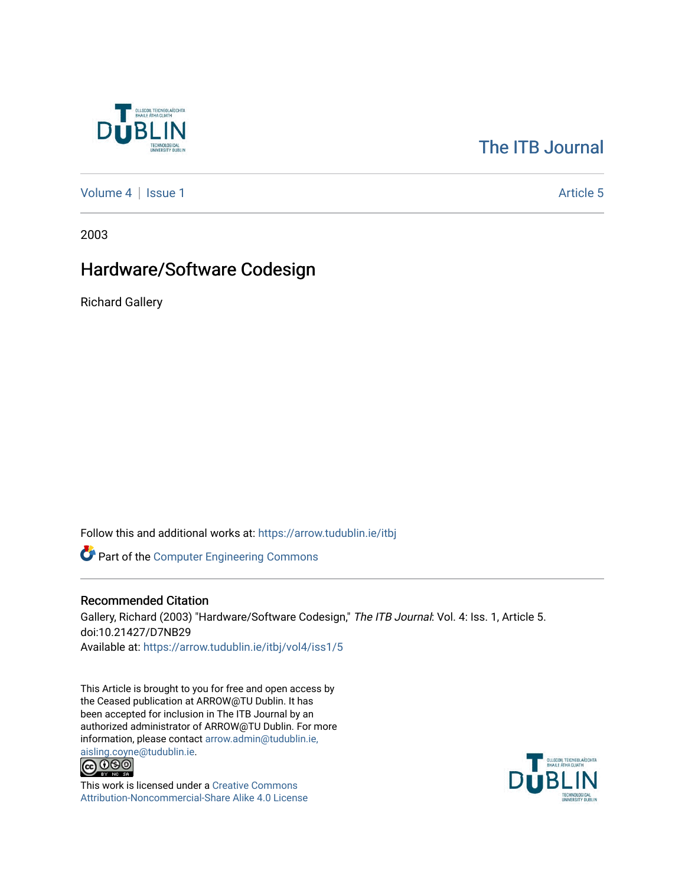The ITB Journal

Volume 4 | Issue 1 Article 5

2003

# Hardware/Software Codesign

Richard Gallery

Follow this and additional works at: https://arrow.tudublin.ie/itbj

Part of the Computer Engineering Commons

## Recommended Citation

Gallery, Richard (2003) "Hardware/Software Codesign," *The ITB Journal*: Vol. 4: Iss. 1, Article 5.
doi:10.21427/D7NB29
Available at: https://arrow.tudublin.ie/itbj/vol4/iss1/5

This Article is brought to you for free and open access by the Ceased publication at ARROW@TU Dublin. It has been accepted for inclusion in The ITB Journal by an authorized administrator of ARROW@TU Dublin. For more information, please contact arrow.admin@tudublin.ie, aisling.coyne@tudublin.ie.

This work is licensed under a Creative Commons Attribution-Noncommercial-Share Alike 4.0 License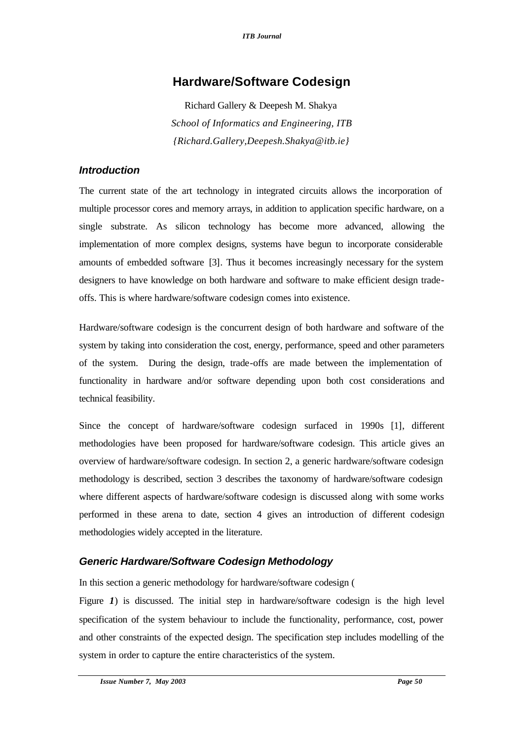# Hardware/Software Codesign

Richard Gallery & Deepesh M. Shakya

*School of Informatics and Engineering, ITB*

*{Richard.Gallery,Deepesh.Shakya@itb.ie}*

## *Introduction*

The current state of the art technology in integrated circuits allows the incorporation of multiple processor cores and memory arrays, in addition to application specific hardware, on a single substrate. As silicon technology has become more advanced, allowing the implementation of more complex designs, systems have begun to incorporate considerable amounts of embedded software [3]. Thus it becomes increasingly necessary for the system designers to have knowledge on both hardware and software to make efficient design trade-offs. This is where hardware/software codesign comes into existence.

Hardware/software codesign is the concurrent design of both hardware and software of the system by taking into consideration the cost, energy, performance, speed and other parameters of the system. During the design, trade-offs are made between the implementation of functionality in hardware and/or software depending upon both cost considerations and technical feasibility.

Since the concept of hardware/software codesign surfaced in 1990s [1], different methodologies have been proposed for hardware/software codesign. This article gives an overview of hardware/software codesign. In section 2, a generic hardware/software codesign methodology is described, section 3 describes the taxonomy of hardware/software codesign where different aspects of hardware/software codesign is discussed along with some works performed in these arena to date, section 4 gives an introduction of different codesign methodologies widely accepted in the literature.

## *Generic Hardware/Software Codesign Methodology*

In this section a generic methodology for hardware/software codesign (Figure ***1***) is discussed. The initial step in hardware/software codesign is the high level specification of the system behaviour to include the functionality, performance, cost, power and other constraints of the expected design. The specification step includes modelling of the system in order to capture the entire characteristics of the system.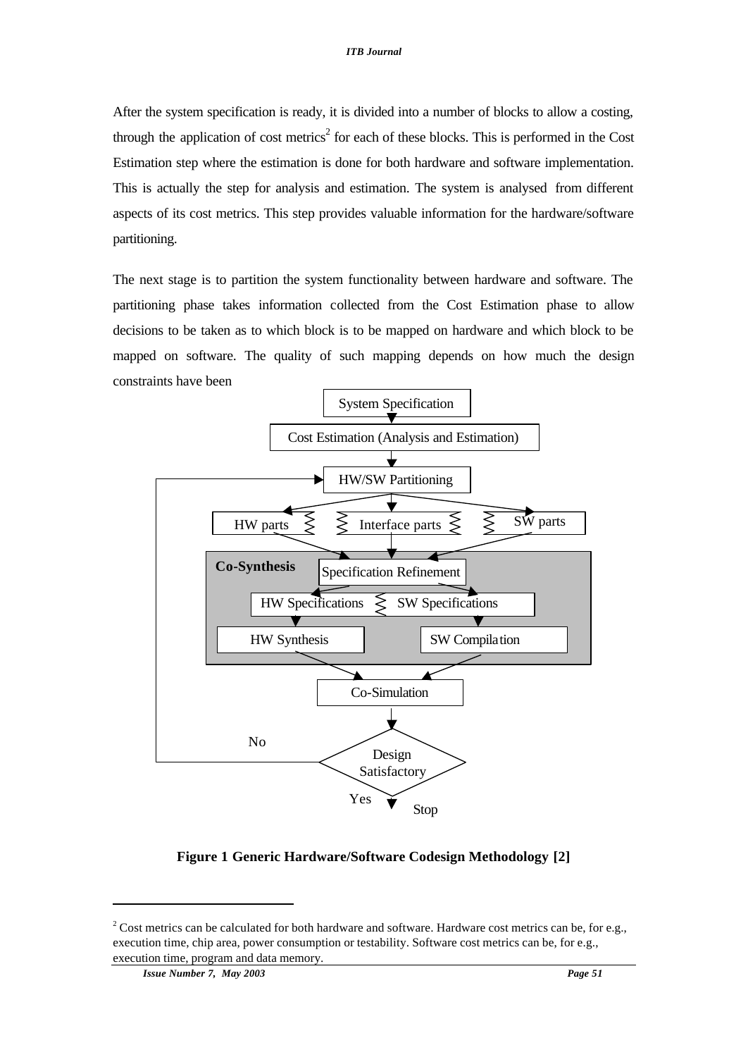After the system specification is ready, it is divided into a number of blocks to allow a costing, through the application of cost metrics[2] for each of these blocks. This is performed in the Cost Estimation step where the estimation is done for both hardware and software implementation. This is actually the step for analysis and estimation. The system is analysed from different aspects of its cost metrics. This step provides valuable information for the hardware/software partitioning.

The next stage is to partition the system functionality between hardware and software. The partitioning phase takes information collected from the Cost Estimation phase to allow decisions to be taken as to which block is to be mapped on hardware and which block to be mapped on software. The quality of such mapping depends on how much the design constraints have been

System Specification

Cost Estimation (Analysis and Estimation)

HW/SW Partitioning

HW parts

Interface parts

SW parts

Co-Synthesis

Specification Refinement

HW Specifications

SW Specifications

HW Synthesis

SW Compilation

Co-Simulation

Design Satisfactory

No

Yes

Stop

**Figure 1 Generic Hardware/Software Codesign Methodology [2]**

[2] Cost metrics can be calculated for both hardware and software. Hardware cost metrics can be, for e.g., execution time, chip area, power consumption or testability. Software cost metrics can be, for e.g., execution time, program and data memory.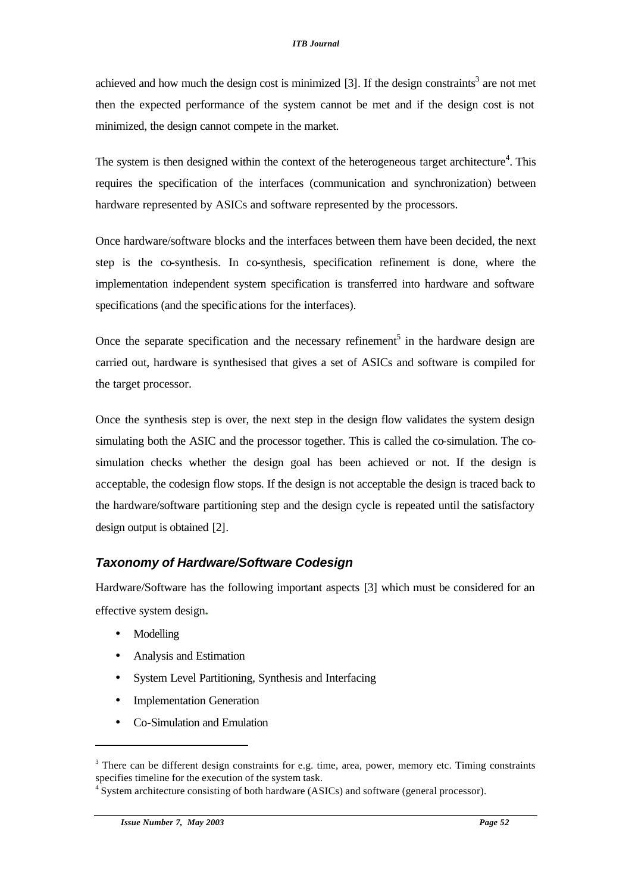achieved and how much the design cost is minimized [3]. If the design constraints[3] are not met then the expected performance of the system cannot be met and if the design cost is not minimized, the design cannot compete in the market.

The system is then designed within the context of the heterogeneous target architecture[4]. This requires the specification of the interfaces (communication and synchronization) between hardware represented by ASICs and software represented by the processors.

Once hardware/software blocks and the interfaces between them have been decided, the next step is the co-synthesis. In co-synthesis, specification refinement is done, where the implementation independent system specification is transferred into hardware and software specifications (and the specific ations for the interfaces).

Once the separate specification and the necessary refinement[5] in the hardware design are carried out, hardware is synthesised that gives a set of ASICs and software is compiled for the target processor.

Once the synthesis step is over, the next step in the design flow validates the system design simulating both the ASIC and the processor together. This is called the co-simulation. The co-simulation checks whether the design goal has been achieved or not. If the design is acceptable, the codesign flow stops. If the design is not acceptable the design is traced back to the hardware/software partitioning step and the design cycle is repeated until the satisfactory design output is obtained [2].

### *Taxonomy of Hardware/Software Codesign*

Hardware/Software has the following important aspects [3] which must be considered for an effective system design.

- Modelling
- Analysis and Estimation
- System Level Partitioning, Synthesis and Interfacing
- Implementation Generation
- Co-Simulation and Emulation

---

[3] There can be different design constraints for e.g. time, area, power, memory etc. Timing constraints specifies timeline for the execution of the system task.

[4] System architecture consisting of both hardware (ASICs) and software (general processor).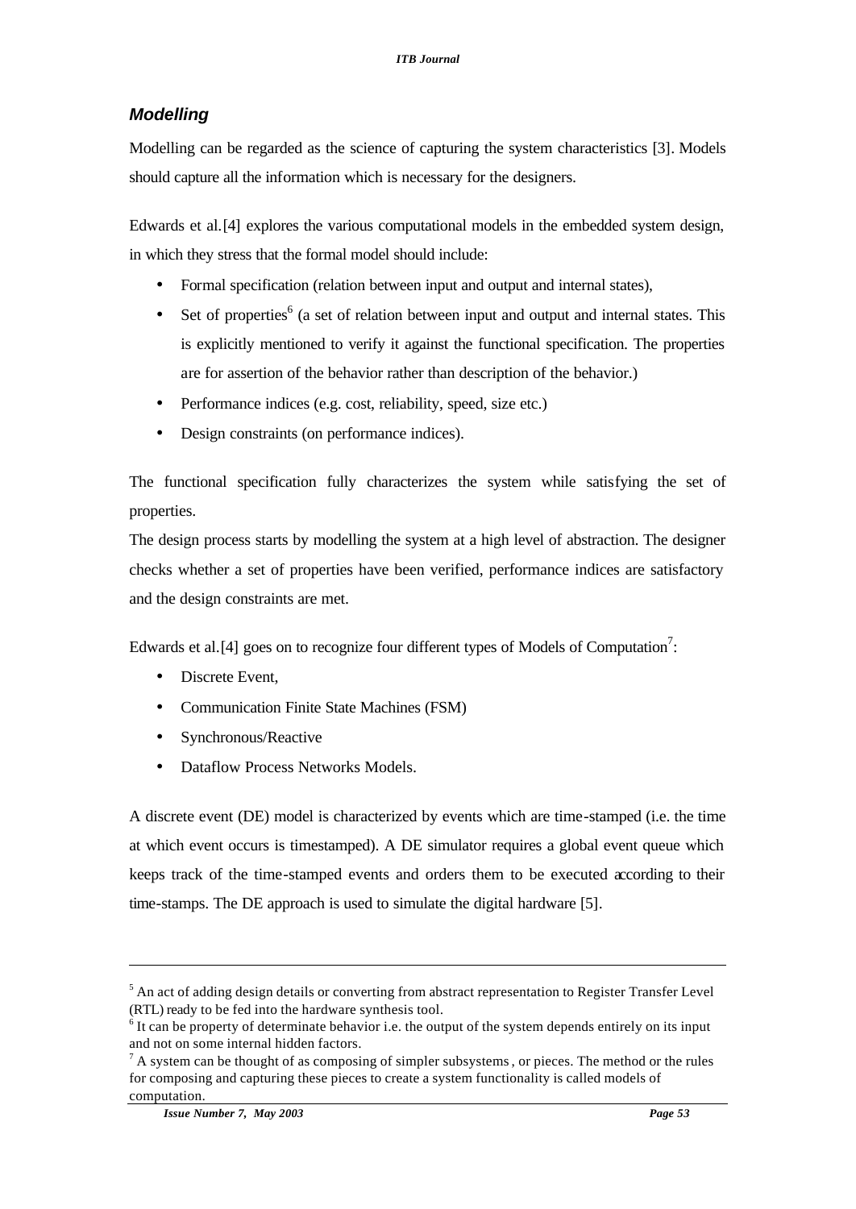### *Modelling*

Modelling can be regarded as the science of capturing the system characteristics [3]. Models should capture all the information which is necessary for the designers.

Edwards et al.[4] explores the various computational models in the embedded system design, in which they stress that the formal model should include:

- Formal specification (relation between input and output and internal states),
- Set of properties[6] (a set of relation between input and output and internal states. This is explicitly mentioned to verify it against the functional specification. The properties are for assertion of the behavior rather than description of the behavior.)
- Performance indices (e.g. cost, reliability, speed, size etc.)
- Design constraints (on performance indices).

The functional specification fully characterizes the system while satisfying the set of properties.

The design process starts by modelling the system at a high level of abstraction. The designer checks whether a set of properties have been verified, performance indices are satisfactory and the design constraints are met.

Edwards et al.[4] goes on to recognize four different types of Models of Computation[7]:

- Discrete Event,
- Communication Finite State Machines (FSM)
- Synchronous/Reactive
- Dataflow Process Networks Models.

A discrete event (DE) model is characterized by events which are time-stamped (i.e. the time at which event occurs is timestamped). A DE simulator requires a global event queue which keeps track of the time-stamped events and orders them to be executed according to their time-stamps. The DE approach is used to simulate the digital hardware [5].

---

[5] An act of adding design details or converting from abstract representation to Register Transfer Level (RTL) ready to be fed into the hardware synthesis tool.

[6] It can be property of determinate behavior i.e. the output of the system depends entirely on its input and not on some internal hidden factors.

[7] A system can be thought of as composing of simpler subsystems, or pieces. The method or the rules for composing and capturing these pieces to create a system functionality is called models of computation.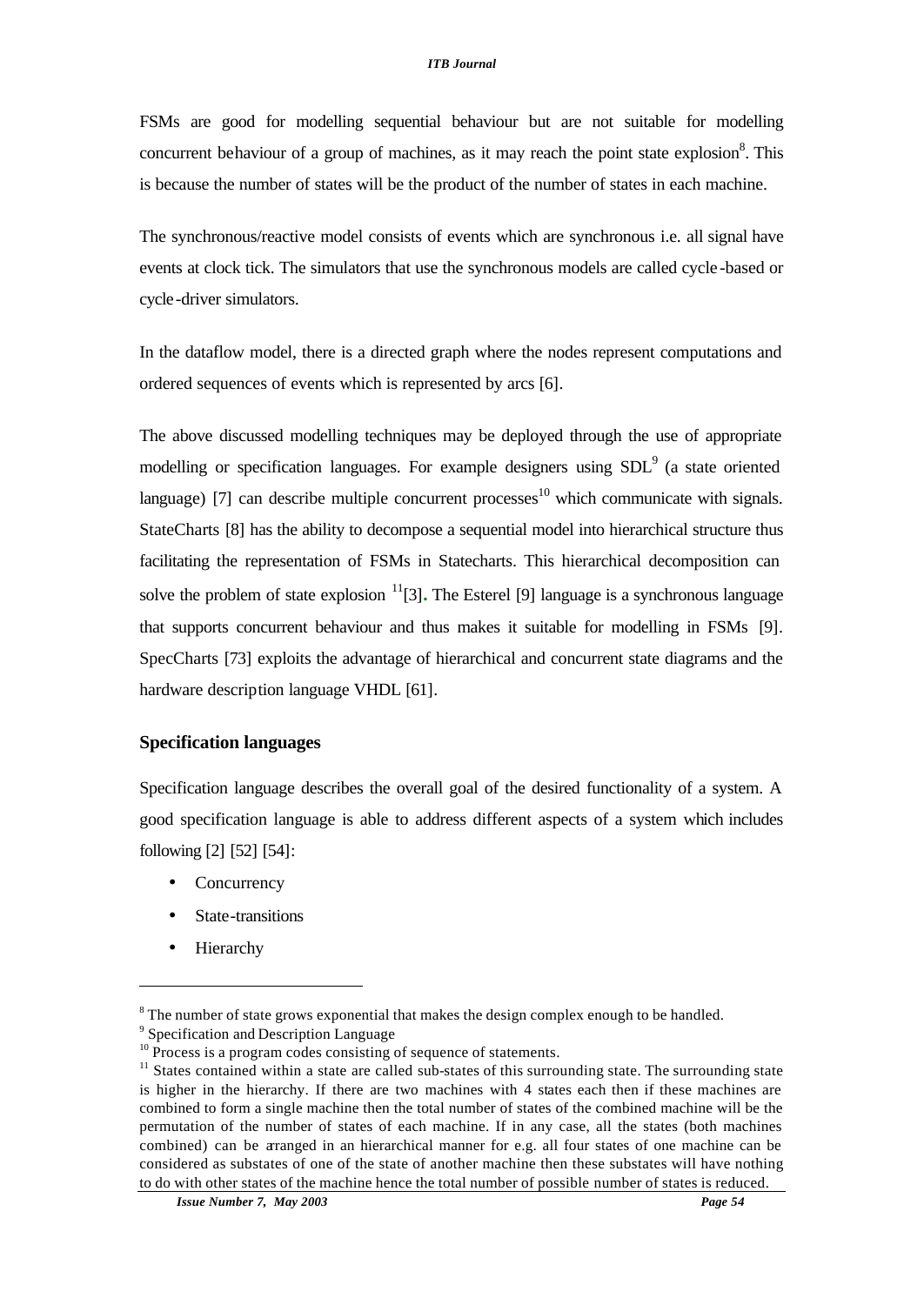FSMs are good for modelling sequential behaviour but are not suitable for modelling concurrent behaviour of a group of machines, as it may reach the point state explosion[8]. This is because the number of states will be the product of the number of states in each machine.

The synchronous/reactive model consists of events which are synchronous i.e. all signal have events at clock tick. The simulators that use the synchronous models are called cycle-based or cycle-driver simulators.

In the dataflow model, there is a directed graph where the nodes represent computations and ordered sequences of events which is represented by arcs [6].

The above discussed modelling techniques may be deployed through the use of appropriate modelling or specification languages. For example designers using SDL[9] (a state oriented language) [7] can describe multiple concurrent processes[10] which communicate with signals. StateCharts [8] has the ability to decompose a sequential model into hierarchical structure thus facilitating the representation of FSMs in Statecharts. This hierarchical decomposition can solve the problem of state explosion [11][3]. The Esterel [9] language is a synchronous language that supports concurrent behaviour and thus makes it suitable for modelling in FSMs [9]. SpecCharts [73] exploits the advantage of hierarchical and concurrent state diagrams and the hardware description language VHDL [61].

### Specification languages

Specification language describes the overall goal of the desired functionality of a system. A good specification language is able to address different aspects of a system which includes following [2] [52] [54]:

- Concurrency
- State-transitions
- Hierarchy

---

[8] The number of state grows exponential that makes the design complex enough to be handled.

[9] Specification and Description Language

[10] Process is a program codes consisting of sequence of statements.

[11] States contained within a state are called sub-states of this surrounding state. The surrounding state is higher in the hierarchy. If there are two machines with 4 states each then if these machines are combined to form a single machine then the total number of states of the combined machine will be the permutation of the number of states of each machine. If in any case, all the states (both machines combined) can be arranged in an hierarchical manner for e.g. all four states of one machine can be considered as substates of one of the state of another machine then these substates will have nothing to do with other states of the machine hence the total number of possible number of states is reduced.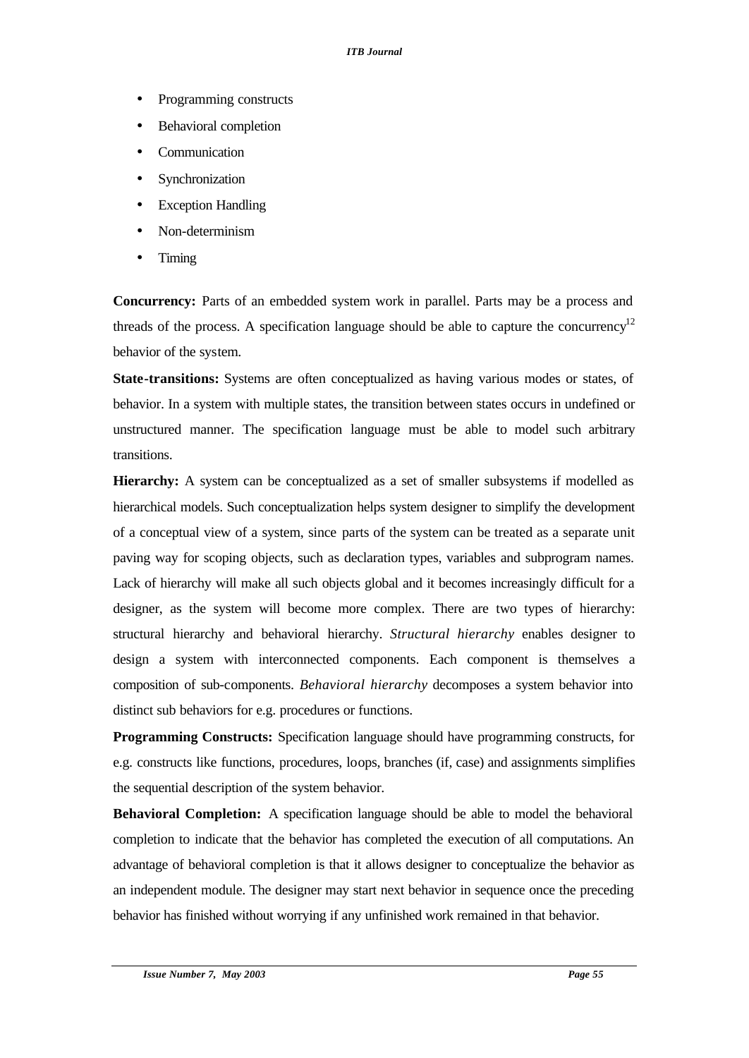- Programming constructs
- Behavioral completion
- Communication
- Synchronization
- Exception Handling
- Non-determinism
- Timing

**Concurrency:** Parts of an embedded system work in parallel. Parts may be a process and threads of the process. A specification language should be able to capture the concurrency[12] behavior of the system.

**State-transitions:** Systems are often conceptualized as having various modes or states, of behavior. In a system with multiple states, the transition between states occurs in undefined or unstructured manner. The specification language must be able to model such arbitrary transitions.

**Hierarchy:** A system can be conceptualized as a set of smaller subsystems if modelled as hierarchical models. Such conceptualization helps system designer to simplify the development of a conceptual view of a system, since parts of the system can be treated as a separate unit paving way for scoping objects, such as declaration types, variables and subprogram names. Lack of hierarchy will make all such objects global and it becomes increasingly difficult for a designer, as the system will become more complex. There are two types of hierarchy: structural hierarchy and behavioral hierarchy. *Structural hierarchy* enables designer to design a system with interconnected components. Each component is themselves a composition of sub-components. *Behavioral hierarchy* decomposes a system behavior into distinct sub behaviors for e.g. procedures or functions.

**Programming Constructs:** Specification language should have programming constructs, for e.g. constructs like functions, procedures, loops, branches (if, case) and assignments simplifies the sequential description of the system behavior.

**Behavioral Completion:** A specification language should be able to model the behavioral completion to indicate that the behavior has completed the execution of all computations. An advantage of behavioral completion is that it allows designer to conceptualize the behavior as an independent module. The designer may start next behavior in sequence once the preceding behavior has finished without worrying if any unfinished work remained in that behavior.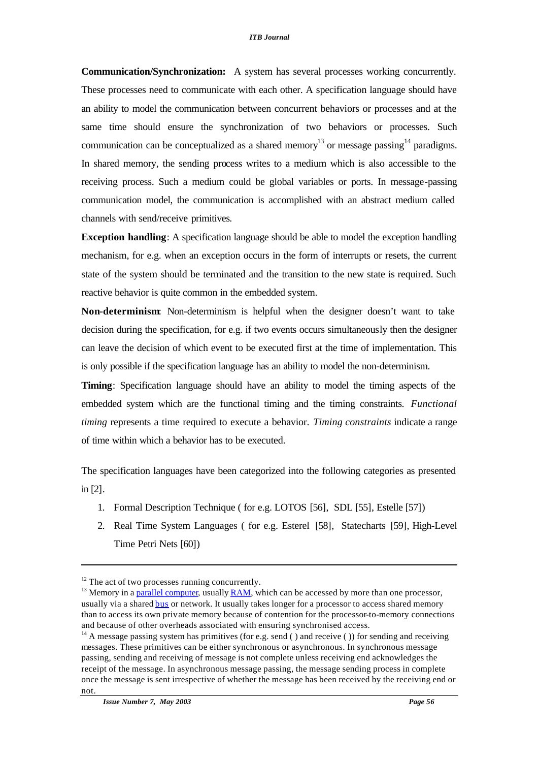**Communication/Synchronization:** A system has several processes working concurrently. These processes need to communicate with each other. A specification language should have an ability to model the communication between concurrent behaviors or processes and at the same time should ensure the synchronization of two behaviors or processes. Such communication can be conceptualized as a shared memory[13] or message passing[14] paradigms. In shared memory, the sending process writes to a medium which is also accessible to the receiving process. Such a medium could be global variables or ports. In message-passing communication model, the communication is accomplished with an abstract medium called channels with send/receive primitives.

**Exception handling**: A specification language should be able to model the exception handling mechanism, for e.g. when an exception occurs in the form of interrupts or resets, the current state of the system should be terminated and the transition to the new state is required. Such reactive behavior is quite common in the embedded system.

**Non-determinism**: Non-determinism is helpful when the designer doesn't want to take decision during the specification, for e.g. if two events occurs simultaneously then the designer can leave the decision of which event to be executed first at the time of implementation. This is only possible if the specification language has an ability to model the non-determinism.

**Timing**: Specification language should have an ability to model the timing aspects of the embedded system which are the functional timing and the timing constraints. *Functional timing* represents a time required to execute a behavior. *Timing constraints* indicate a range of time within which a behavior has to be executed.

The specification languages have been categorized into the following categories as presented in [2].

1. Formal Description Technique ( for e.g. LOTOS [56], SDL [55], Estelle [57])
2. Real Time System Languages ( for e.g. Esterel [58], Statecharts [59], High-Level Time Petri Nets [60])

---

[12] The act of two processes running concurrently.

[13] Memory in a parallel computer, usually RAM, which can be accessed by more than one processor, usually via a shared bus or network. It usually takes longer for a processor to access shared memory than to access its own private memory because of contention for the processor-to-memory connections and because of other overheads associated with ensuring synchronised access.

[14] A message passing system has primitives (for e.g. send ( ) and receive ( )) for sending and receiving messages. These primitives can be either synchronous or asynchronous. In synchronous message passing, sending and receiving of message is not complete unless receiving end acknowledges the receipt of the message. In asynchronous message passing, the message sending process in complete once the message is sent irrespective of whether the message has been received by the receiving end or not.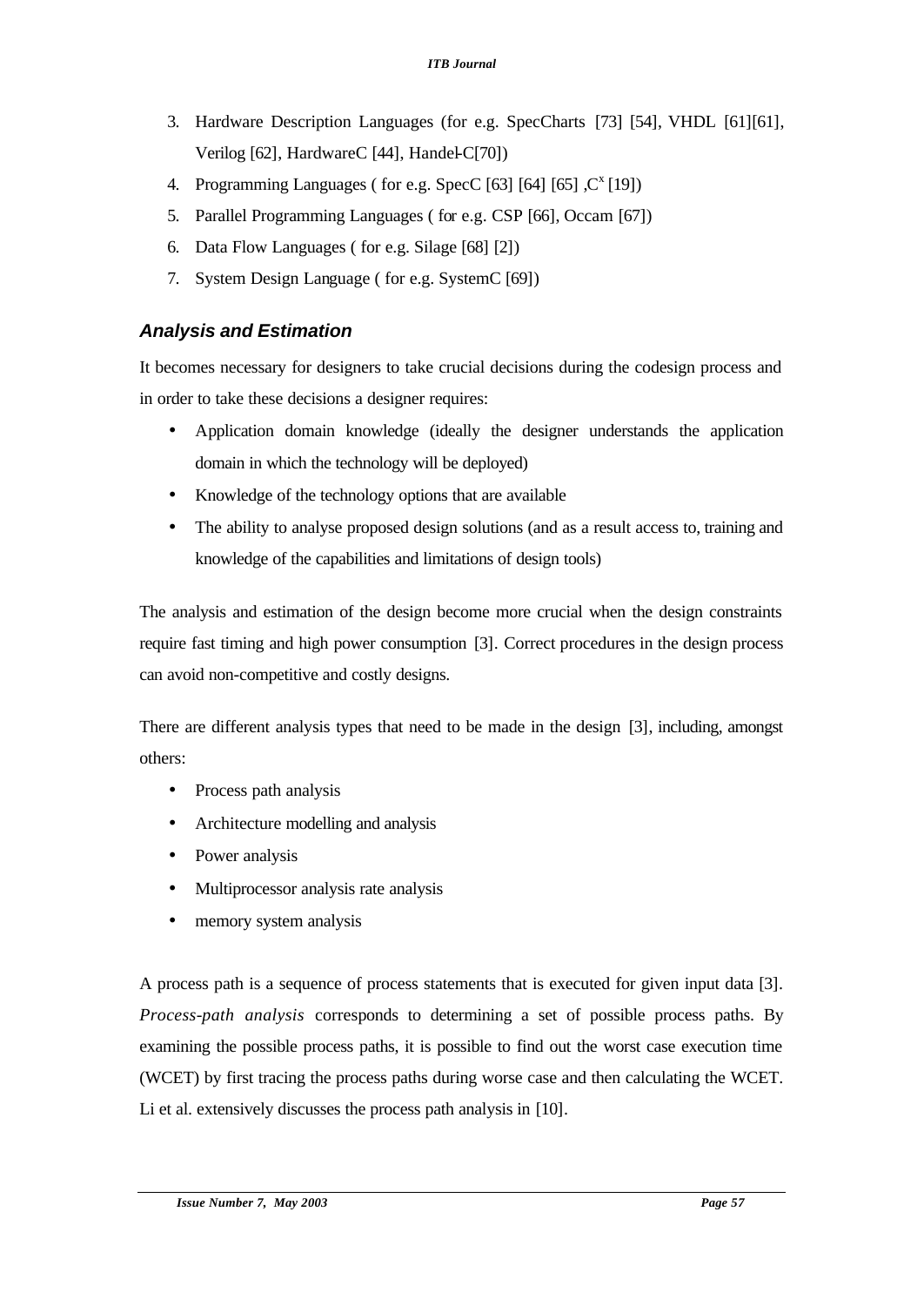3. Hardware Description Languages (for e.g. SpecCharts [73] [54], VHDL [61][61], Verilog [62], HardwareC [44], Handel-C[70])
4. Programming Languages ( for e.g. SpecC [63] [64] [65] ,$C^x$ [19])
5. Parallel Programming Languages ( for e.g. CSP [66], Occam [67])
6. Data Flow Languages ( for e.g. Silage [68] [2])
7. System Design Language ( for e.g. SystemC [69])

### *Analysis and Estimation*

It becomes necessary for designers to take crucial decisions during the codesign process and in order to take these decisions a designer requires:

- Application domain knowledge (ideally the designer understands the application domain in which the technology will be deployed)
- Knowledge of the technology options that are available
- The ability to analyse proposed design solutions (and as a result access to, training and knowledge of the capabilities and limitations of design tools)

The analysis and estimation of the design become more crucial when the design constraints require fast timing and high power consumption [3]. Correct procedures in the design process can avoid non-competitive and costly designs.

There are different analysis types that need to be made in the design [3], including, amongst others:

- Process path analysis
- Architecture modelling and analysis
- Power analysis
- Multiprocessor analysis rate analysis
- memory system analysis

A process path is a sequence of process statements that is executed for given input data [3]. *Process-path analysis* corresponds to determining a set of possible process paths. By examining the possible process paths, it is possible to find out the worst case execution time (WCET) by first tracing the process paths during worse case and then calculating the WCET. Li et al. extensively discusses the process path analysis in [10].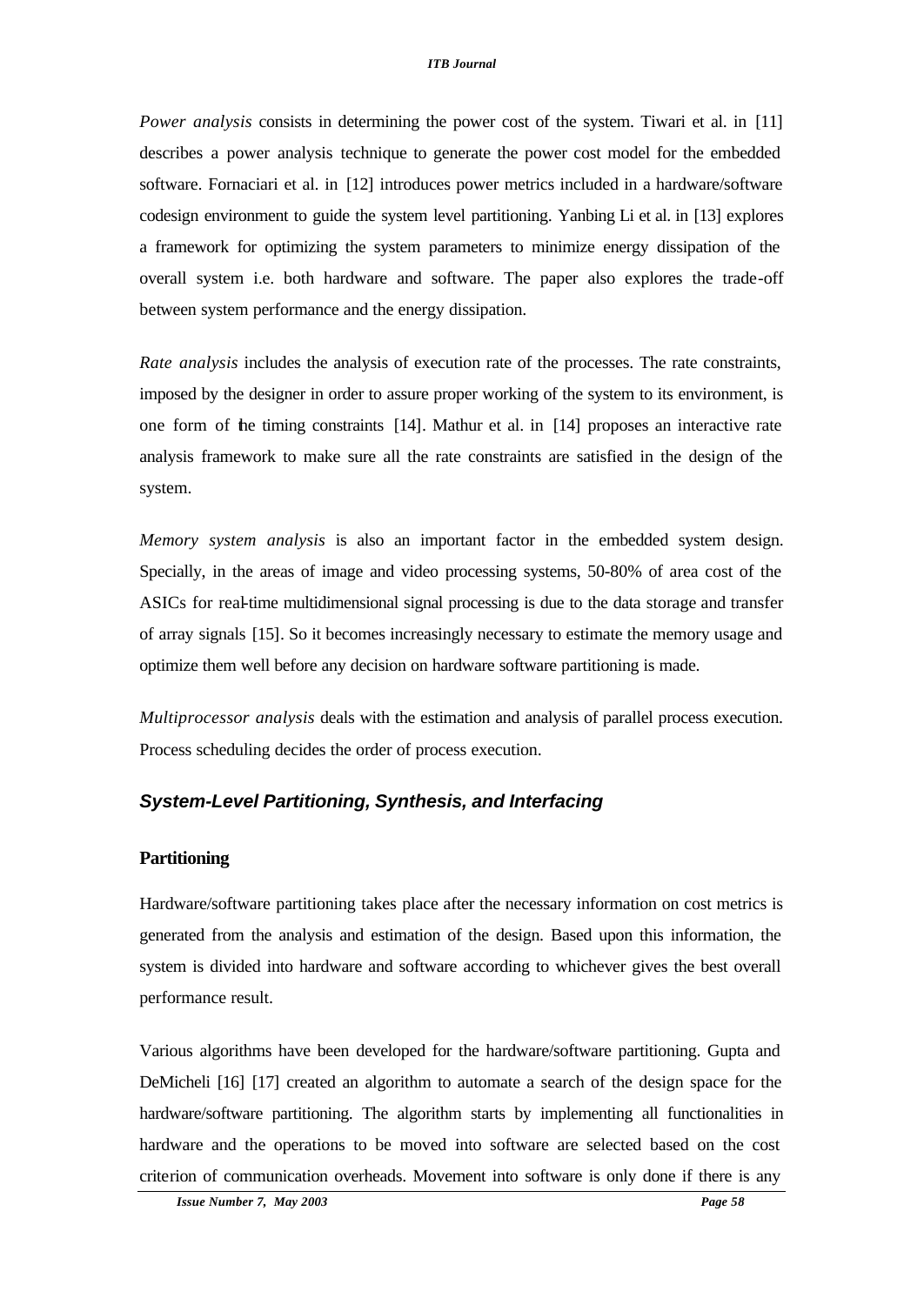*Power analysis* consists in determining the power cost of the system. Tiwari et al. in [11] describes a power analysis technique to generate the power cost model for the embedded software. Fornaciari et al. in [12] introduces power metrics included in a hardware/software codesign environment to guide the system level partitioning. Yanbing Li et al. in [13] explores a framework for optimizing the system parameters to minimize energy dissipation of the overall system i.e. both hardware and software. The paper also explores the trade-off between system performance and the energy dissipation.

*Rate analysis* includes the analysis of execution rate of the processes. The rate constraints, imposed by the designer in order to assure proper working of the system to its environment, is one form of the timing constraints [14]. Mathur et al. in [14] proposes an interactive rate analysis framework to make sure all the rate constraints are satisfied in the design of the system.

*Memory system analysis* is also an important factor in the embedded system design. Specially, in the areas of image and video processing systems, 50-80% of area cost of the ASICs for real-time multidimensional signal processing is due to the data storage and transfer of array signals [15]. So it becomes increasingly necessary to estimate the memory usage and optimize them well before any decision on hardware software partitioning is made.

*Multiprocessor analysis* deals with the estimation and analysis of parallel process execution. Process scheduling decides the order of process execution.

## *System-Level Partitioning, Synthesis, and Interfacing*

### Partitioning

Hardware/software partitioning takes place after the necessary information on cost metrics is generated from the analysis and estimation of the design. Based upon this information, the system is divided into hardware and software according to whichever gives the best overall performance result.

Various algorithms have been developed for the hardware/software partitioning. Gupta and DeMicheli [16] [17] created an algorithm to automate a search of the design space for the hardware/software partitioning. The algorithm starts by implementing all functionalities in hardware and the operations to be moved into software are selected based on the cost criterion of communication overheads. Movement into software is only done if there is any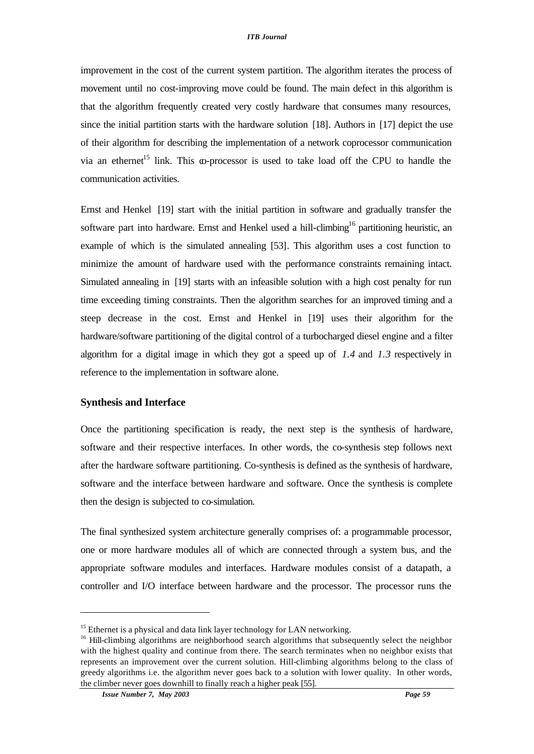improvement in the cost of the current system partition. The algorithm iterates the process of movement until no cost-improving move could be found. The main defect in this algorithm is that the algorithm frequently created very costly hardware that consumes many resources, since the initial partition starts with the hardware solution [18]. Authors in [17] depict the use of their algorithm for describing the implementation of a network coprocessor communication via an ethernet[15] link. This co-processor is used to take load off the CPU to handle the communication activities.

Ernst and Henkel [19] start with the initial partition in software and gradually transfer the software part into hardware. Ernst and Henkel used a hill-climbing[16] partitioning heuristic, an example of which is the simulated annealing [53]. This algorithm uses a cost function to minimize the amount of hardware used with the performance constraints remaining intact. Simulated annealing in [19] starts with an infeasible solution with a high cost penalty for run time exceeding timing constraints. Then the algorithm searches for an improved timing and a steep decrease in the cost. Ernst and Henkel in [19] uses their algorithm for the hardware/software partitioning of the digital control of a turbocharged diesel engine and a filter algorithm for a digital image in which they got a speed up of *1.4* and *1.3* respectively in reference to the implementation in software alone.

### Synthesis and Interface

Once the partitioning specification is ready, the next step is the synthesis of hardware, software and their respective interfaces. In other words, the co-synthesis step follows next after the hardware software partitioning. Co-synthesis is defined as the synthesis of hardware, software and the interface between hardware and software. Once the synthesis is complete then the design is subjected to co-simulation.

The final synthesized system architecture generally comprises of: a programmable processor, one or more hardware modules all of which are connected through a system bus, and the appropriate software modules and interfaces. Hardware modules consist of a datapath, a controller and I/O interface between hardware and the processor. The processor runs the

---

[15] Ethernet is a physical and data link layer technology for LAN networking.

[16] Hill-climbing algorithms are neighborhood search algorithms that subsequently select the neighbor with the highest quality and continue from there. The search terminates when no neighbor exists that represents an improvement over the current solution. Hill-climbing algorithms belong to the class of greedy algorithms i.e. the algorithm never goes back to a solution with lower quality. In other words, the climber never goes downhill to finally reach a higher peak [55].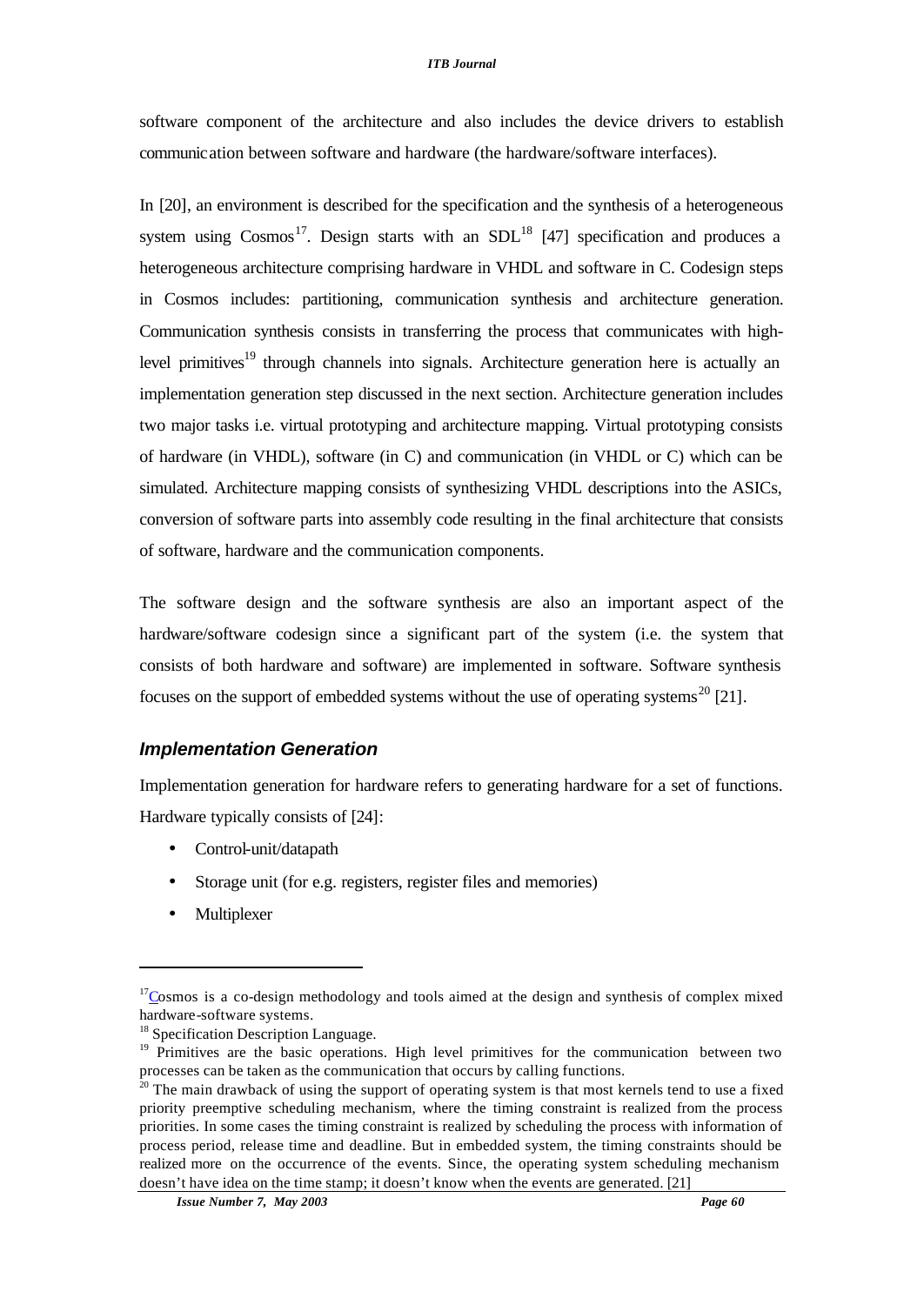software component of the architecture and also includes the device drivers to establish communication between software and hardware (the hardware/software interfaces).

In [20], an environment is described for the specification and the synthesis of a heterogeneous system using Cosmos[17]. Design starts with an SDL[18] [47] specification and produces a heterogeneous architecture comprising hardware in VHDL and software in C. Codesign steps in Cosmos includes: partitioning, communication synthesis and architecture generation. Communication synthesis consists in transferring the process that communicates with high-level primitives[19] through channels into signals. Architecture generation here is actually an implementation generation step discussed in the next section. Architecture generation includes two major tasks i.e. virtual prototyping and architecture mapping. Virtual prototyping consists of hardware (in VHDL), software (in C) and communication (in VHDL or C) which can be simulated. Architecture mapping consists of synthesizing VHDL descriptions into the ASICs, conversion of software parts into assembly code resulting in the final architecture that consists of software, hardware and the communication components.

The software design and the software synthesis are also an important aspect of the hardware/software codesign since a significant part of the system (i.e. the system that consists of both hardware and software) are implemented in software. Software synthesis focuses on the support of embedded systems without the use of operating systems[20] [21].

### *Implementation Generation*

Implementation generation for hardware refers to generating hardware for a set of functions. Hardware typically consists of [24]:

- Control-unit/datapath
- Storage unit (for e.g. registers, register files and memories)
- Multiplexer

---

[17] Cosmos is a co-design methodology and tools aimed at the design and synthesis of complex mixed hardware-software systems.

[18] Specification Description Language.

[19] Primitives are the basic operations. High level primitives for the communication between two processes can be taken as the communication that occurs by calling functions.

[20] The main drawback of using the support of operating system is that most kernels tend to use a fixed priority preemptive scheduling mechanism, where the timing constraint is realized from the process priorities. In some cases the timing constraint is realized by scheduling the process with information of process period, release time and deadline. But in embedded system, the timing constraints should be realized more on the occurrence of the events. Since, the operating system scheduling mechanism doesn't have idea on the time stamp; it doesn't know when the events are generated. [21]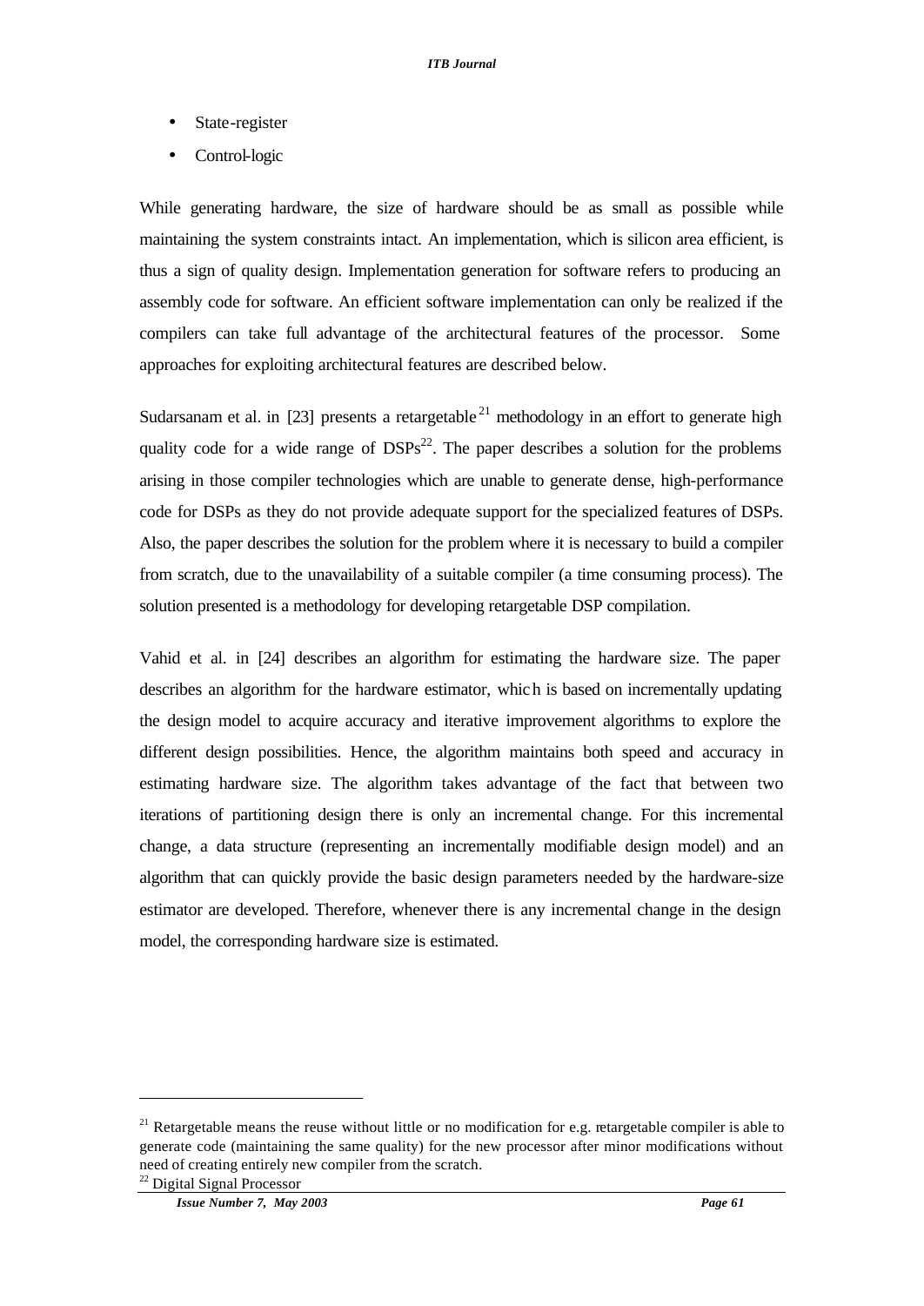- State-register
- Control-logic

While generating hardware, the size of hardware should be as small as possible while maintaining the system constraints intact. An implementation, which is silicon area efficient, is thus a sign of quality design. Implementation generation for software refers to producing an assembly code for software. An efficient software implementation can only be realized if the compilers can take full advantage of the architectural features of the processor. Some approaches for exploiting architectural features are described below.

Sudarsanam et al. in [23] presents a retargetable[21] methodology in an effort to generate high quality code for a wide range of DSPs[22]. The paper describes a solution for the problems arising in those compiler technologies which are unable to generate dense, high-performance code for DSPs as they do not provide adequate support for the specialized features of DSPs. Also, the paper describes the solution for the problem where it is necessary to build a compiler from scratch, due to the unavailability of a suitable compiler (a time consuming process). The solution presented is a methodology for developing retargetable DSP compilation.

Vahid et al. in [24] describes an algorithm for estimating the hardware size. The paper describes an algorithm for the hardware estimator, which is based on incrementally updating the design model to acquire accuracy and iterative improvement algorithms to explore the different design possibilities. Hence, the algorithm maintains both speed and accuracy in estimating hardware size. The algorithm takes advantage of the fact that between two iterations of partitioning design there is only an incremental change. For this incremental change, a data structure (representing an incrementally modifiable design model) and an algorithm that can quickly provide the basic design parameters needed by the hardware-size estimator are developed. Therefore, whenever there is any incremental change in the design model, the corresponding hardware size is estimated.

---

[21] Retargetable means the reuse without little or no modification for e.g. retargetable compiler is able to generate code (maintaining the same quality) for the new processor after minor modifications without need of creating entirely new compiler from the scratch.

[22] Digital Signal Processor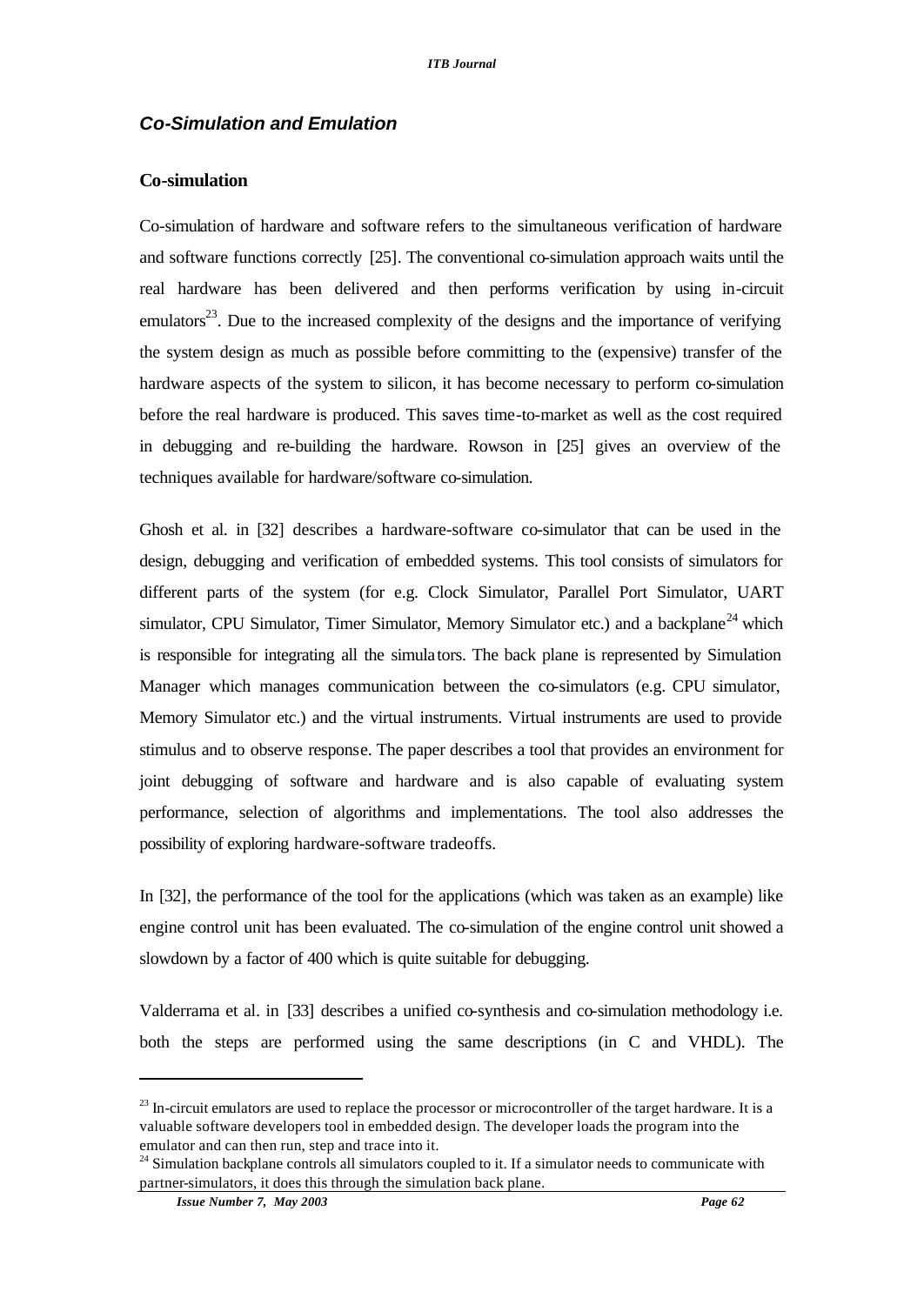## *Co-Simulation and Emulation*

### Co-simulation

Co-simulation of hardware and software refers to the simultaneous verification of hardware and software functions correctly [25]. The conventional co-simulation approach waits until the real hardware has been delivered and then performs verification by using in-circuit emulators[23]. Due to the increased complexity of the designs and the importance of verifying the system design as much as possible before committing to the (expensive) transfer of the hardware aspects of the system to silicon, it has become necessary to perform co-simulation before the real hardware is produced. This saves time-to-market as well as the cost required in debugging and re-building the hardware. Rowson in [25] gives an overview of the techniques available for hardware/software co-simulation.

Ghosh et al. in [32] describes a hardware-software co-simulator that can be used in the design, debugging and verification of embedded systems. This tool consists of simulators for different parts of the system (for e.g. Clock Simulator, Parallel Port Simulator, UART simulator, CPU Simulator, Timer Simulator, Memory Simulator etc.) and a backplane[24] which is responsible for integrating all the simulators. The back plane is represented by Simulation Manager which manages communication between the co-simulators (e.g. CPU simulator, Memory Simulator etc.) and the virtual instruments. Virtual instruments are used to provide stimulus and to observe response. The paper describes a tool that provides an environment for joint debugging of software and hardware and is also capable of evaluating system performance, selection of algorithms and implementations. The tool also addresses the possibility of exploring hardware-software tradeoffs.

In [32], the performance of the tool for the applications (which was taken as an example) like engine control unit has been evaluated. The co-simulation of the engine control unit showed a slowdown by a factor of 400 which is quite suitable for debugging.

Valderrama et al. in [33] describes a unified co-synthesis and co-simulation methodology i.e. both the steps are performed using the same descriptions (in C and VHDL). The

---

[23] In-circuit emulators are used to replace the processor or microcontroller of the target hardware. It is a valuable software developers tool in embedded design. The developer loads the program into the emulator and can then run, step and trace into it.

[24] Simulation backplane controls all simulators coupled to it. If a simulator needs to communicate with partner-simulators, it does this through the simulation back plane.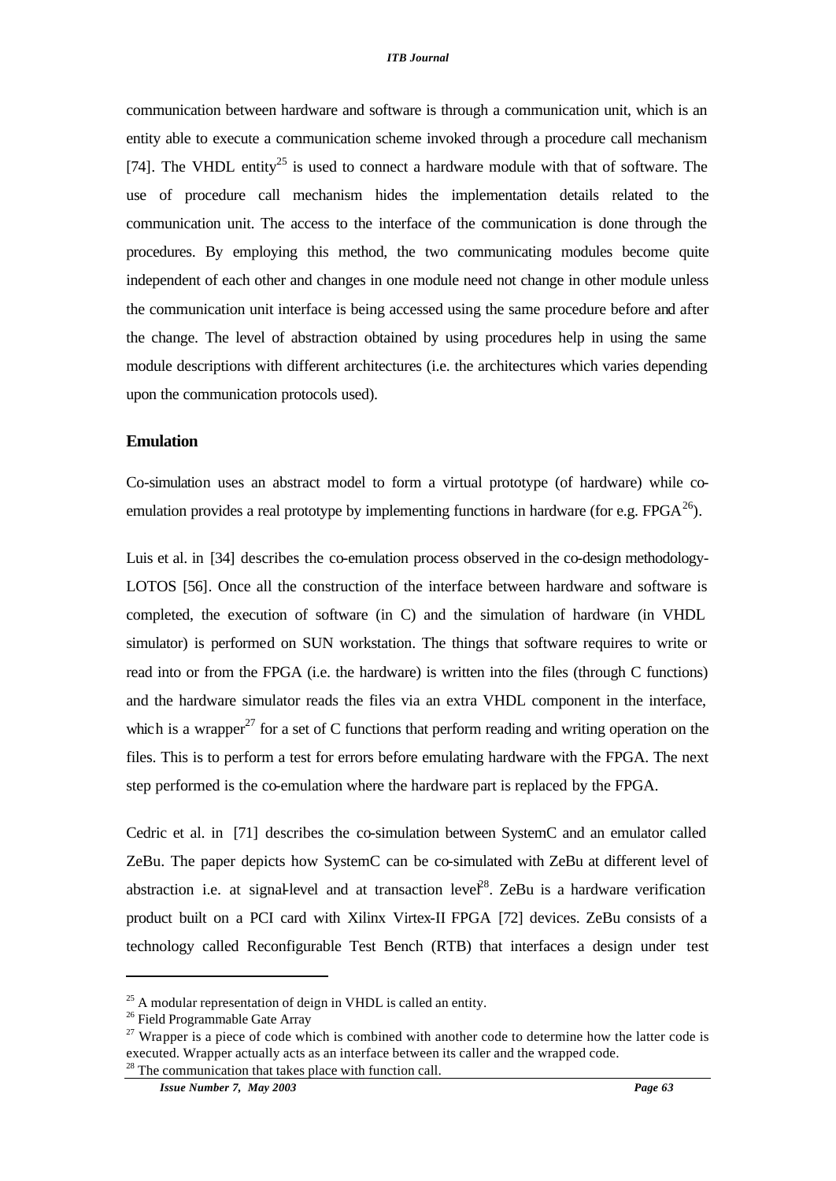communication between hardware and software is through a communication unit, which is an entity able to execute a communication scheme invoked through a procedure call mechanism [74]. The VHDL entity[25] is used to connect a hardware module with that of software. The use of procedure call mechanism hides the implementation details related to the communication unit. The access to the interface of the communication is done through the procedures. By employing this method, the two communicating modules become quite independent of each other and changes in one module need not change in other module unless the communication unit interface is being accessed using the same procedure before and after the change. The level of abstraction obtained by using procedures help in using the same module descriptions with different architectures (i.e. the architectures which varies depending upon the communication protocols used).

### Emulation

Co-simulation uses an abstract model to form a virtual prototype (of hardware) while co-emulation provides a real prototype by implementing functions in hardware (for e.g. FPGA[26]).

Luis et al. in [34] describes the co-emulation process observed in the co-design methodology-LOTOS [56]. Once all the construction of the interface between hardware and software is completed, the execution of software (in C) and the simulation of hardware (in VHDL simulator) is performed on SUN workstation. The things that software requires to write or read into or from the FPGA (i.e. the hardware) is written into the files (through C functions) and the hardware simulator reads the files via an extra VHDL component in the interface, which is a wrapper[27] for a set of C functions that perform reading and writing operation on the files. This is to perform a test for errors before emulating hardware with the FPGA. The next step performed is the co-emulation where the hardware part is replaced by the FPGA.

Cedric et al. in [71] describes the co-simulation between SystemC and an emulator called ZeBu. The paper depicts how SystemC can be co-simulated with ZeBu at different level of abstraction i.e. at signal-level and at transaction level[28]. ZeBu is a hardware verification product built on a PCI card with Xilinx Virtex-II FPGA [72] devices. ZeBu consists of a technology called Reconfigurable Test Bench (RTB) that interfaces a design under test

---

[25] A modular representation of deign in VHDL is called an entity.

[26] Field Programmable Gate Array

[27] Wrapper is a piece of code which is combined with another code to determine how the latter code is executed. Wrapper actually acts as an interface between its caller and the wrapped code.

[28] The communication that takes place with function call.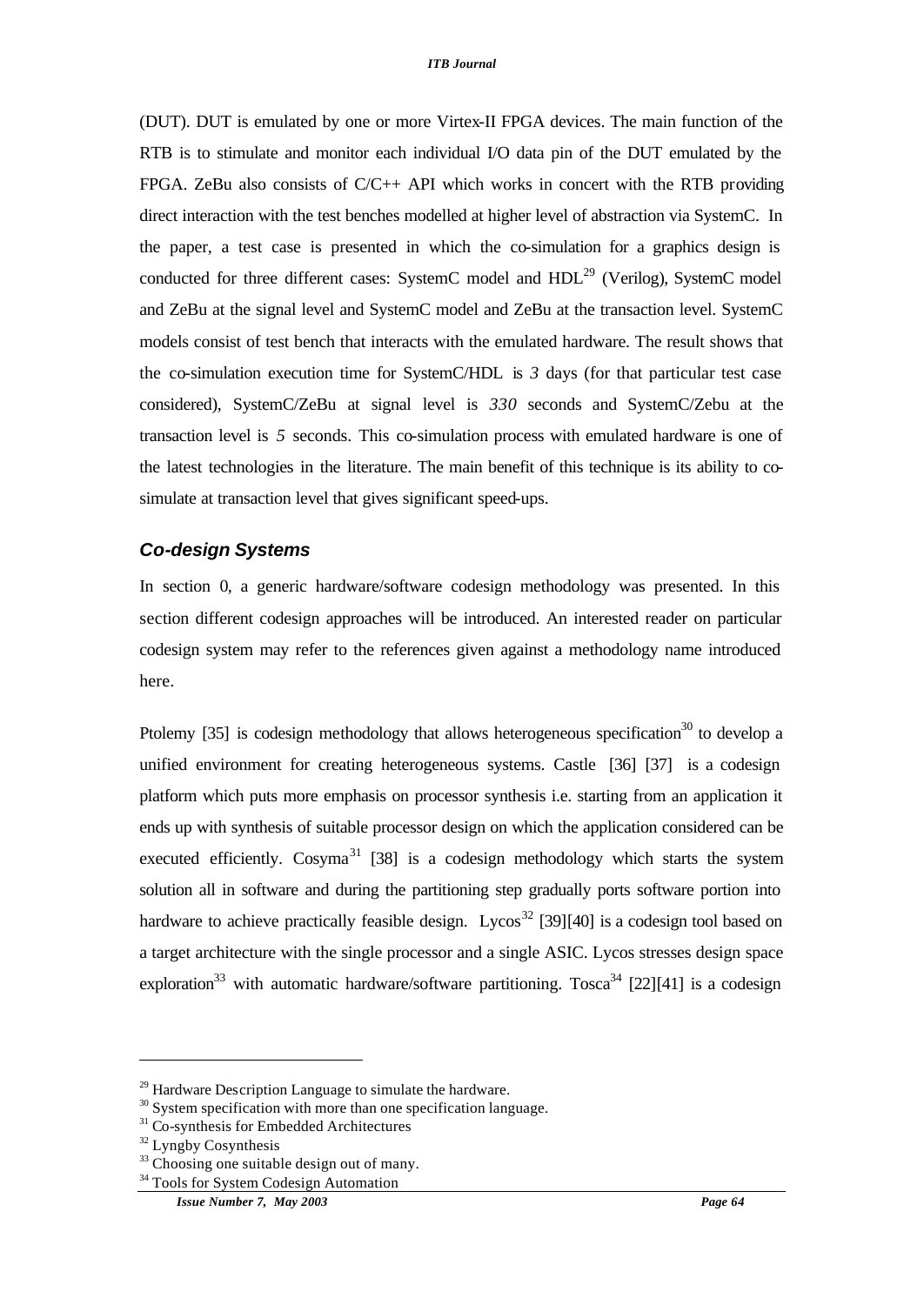(DUT). DUT is emulated by one or more Virtex-II FPGA devices. The main function of the RTB is to stimulate and monitor each individual I/O data pin of the DUT emulated by the FPGA. ZeBu also consists of C/C++ API which works in concert with the RTB providing direct interaction with the test benches modelled at higher level of abstraction via SystemC. In the paper, a test case is presented in which the co-simulation for a graphics design is conducted for three different cases: SystemC model and HDL[29] (Verilog), SystemC model and ZeBu at the signal level and SystemC model and ZeBu at the transaction level. SystemC models consist of test bench that interacts with the emulated hardware. The result shows that the co-simulation execution time for SystemC/HDL is *3* days (for that particular test case considered), SystemC/ZeBu at signal level is *330* seconds and SystemC/Zebu at the transaction level is *5* seconds. This co-simulation process with emulated hardware is one of the latest technologies in the literature. The main benefit of this technique is its ability to co-simulate at transaction level that gives significant speed-ups.

### *Co-design Systems*

In section 0, a generic hardware/software codesign methodology was presented. In this section different codesign approaches will be introduced. An interested reader on particular codesign system may refer to the references given against a methodology name introduced here.

Ptolemy [35] is codesign methodology that allows heterogeneous specification[30] to develop a unified environment for creating heterogeneous systems. Castle [36] [37] is a codesign platform which puts more emphasis on processor synthesis i.e. starting from an application it ends up with synthesis of suitable processor design on which the application considered can be executed efficiently. Cosyma[31] [38] is a codesign methodology which starts the system solution all in software and during the partitioning step gradually ports software portion into hardware to achieve practically feasible design. Lycos[32] [39][40] is a codesign tool based on a target architecture with the single processor and a single ASIC. Lycos stresses design space exploration[33] with automatic hardware/software partitioning. Tosca[34] [22][41] is a codesign

---

[29] Hardware Description Language to simulate the hardware.

[30] System specification with more than one specification language.

[31] Co-synthesis for Embedded Architectures

[32] Lyngby Cosynthesis

[33] Choosing one suitable design out of many.

[34] Tools for System Codesign Automation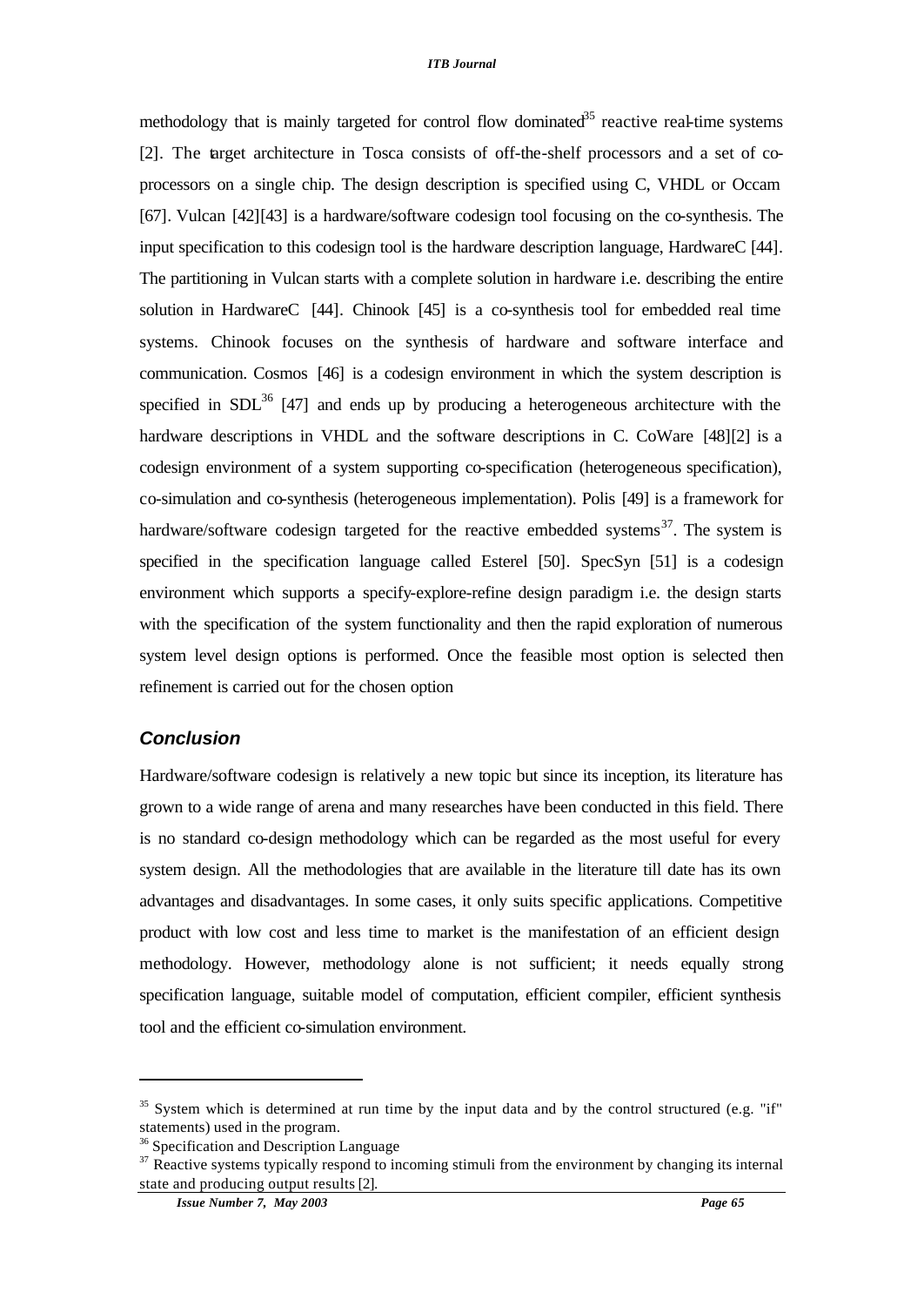methodology that is mainly targeted for control flow dominated[35] reactive real-time systems [2]. The target architecture in Tosca consists of off-the-shelf processors and a set of co-processors on a single chip. The design description is specified using C, VHDL or Occam [67]. Vulcan [42][43] is a hardware/software codesign tool focusing on the co-synthesis. The input specification to this codesign tool is the hardware description language, HardwareC [44]. The partitioning in Vulcan starts with a complete solution in hardware i.e. describing the entire solution in HardwareC [44]. Chinook [45] is a co-synthesis tool for embedded real time systems. Chinook focuses on the synthesis of hardware and software interface and communication. Cosmos [46] is a codesign environment in which the system description is specified in SDL[36] [47] and ends up by producing a heterogeneous architecture with the hardware descriptions in VHDL and the software descriptions in C. CoWare [48][2] is a codesign environment of a system supporting co-specification (heterogeneous specification), co-simulation and co-synthesis (heterogeneous implementation). Polis [49] is a framework for hardware/software codesign targeted for the reactive embedded systems[37]. The system is specified in the specification language called Esterel [50]. SpecSyn [51] is a codesign environment which supports a specify-explore-refine design paradigm i.e. the design starts with the specification of the system functionality and then the rapid exploration of numerous system level design options is performed. Once the feasible most option is selected then refinement is carried out for the chosen option

### *Conclusion*

Hardware/software codesign is relatively a new topic but since its inception, its literature has grown to a wide range of arena and many researches have been conducted in this field. There is no standard co-design methodology which can be regarded as the most useful for every system design. All the methodologies that are available in the literature till date has its own advantages and disadvantages. In some cases, it only suits specific applications. Competitive product with low cost and less time to market is the manifestation of an efficient design methodology. However, methodology alone is not sufficient; it needs equally strong specification language, suitable model of computation, efficient compiler, efficient synthesis tool and the efficient co-simulation environment.

---

[35] System which is determined at run time by the input data and by the control structured (e.g. "if" statements) used in the program.

[36] Specification and Description Language

[37] Reactive systems typically respond to incoming stimuli from the environment by changing its internal state and producing output results [2].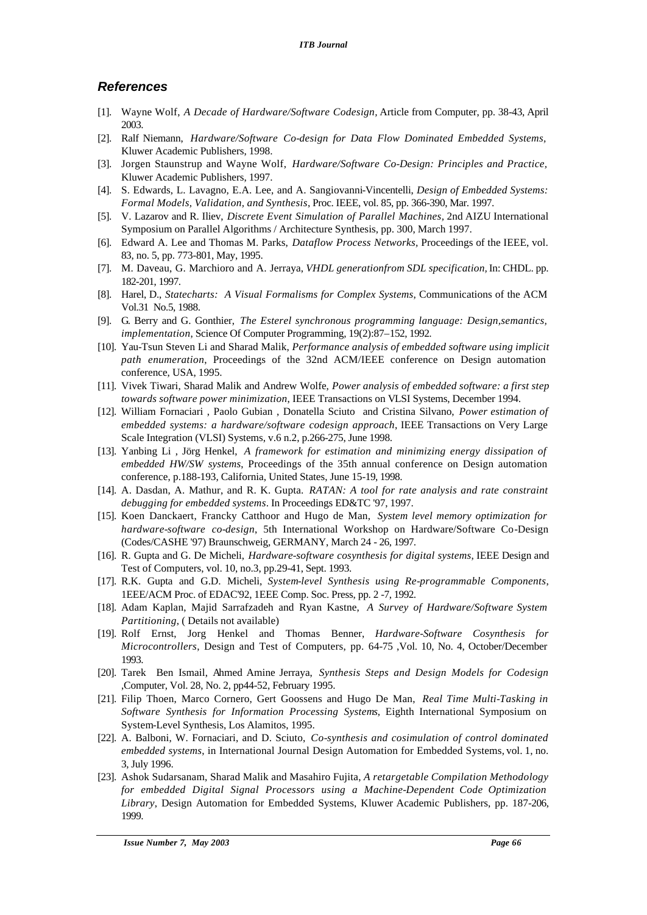## *References*

[1]. Wayne Wolf, *A Decade of Hardware/Software Codesign,* Article from Computer, pp. 38-43, April 2003.

[2]. Ralf Niemann, *Hardware/Software Co-design for Data Flow Dominated Embedded Systems,* Kluwer Academic Publishers, 1998.

[3]. Jorgen Staunstrup and Wayne Wolf, *Hardware/Software Co-Design: Principles and Practice,* Kluwer Academic Publishers, 1997.

[4]. S. Edwards, L. Lavagno, E.A. Lee, and A. Sangiovanni-Vincentelli, *Design of Embedded Systems: Formal Models, Validation, and Synthesis*, Proc. IEEE, vol. 85, pp. 366-390, Mar. 1997.

[5]. V. Lazarov and R. Iliev, *Discrete Event Simulation of Parallel Machines,* 2nd AIZU International Symposium on Parallel Algorithms / Architecture Synthesis, pp. 300, March 1997.

[6]. Edward A. Lee and Thomas M. Parks, *Dataflow Process Networks*, Proceedings of the IEEE, vol. 83, no. 5, pp. 773-801, May, 1995.

[7]. M. Daveau, G. Marchioro and A. Jerraya, *VHDL generationfrom SDL specification,* In: CHDL. pp. 182-201, 1997.

[8]. Harel, D., *Statecharts: A Visual Formalisms for Complex Systems,* Communications of the ACM Vol.31 No.5, 1988.

[9]. G. Berry and G. Gonthier, *The Esterel synchronous programming language: Design,semantics, implementation,* Science Of Computer Programming, 19(2):87–152, 1992.

[10]. Yau-Tsun Steven Li and Sharad Malik, *Performance analysis of embedded software using implicit path enumeration*, Proceedings of the 32nd ACM/IEEE conference on Design automation conference, USA, 1995.

[11]. Vivek Tiwari, Sharad Malik and Andrew Wolfe, *Power analysis of embedded software: a first step towards software power minimization,* IEEE Transactions on VLSI Systems, December 1994.

[12]. William Fornaciari , Paolo Gubian , Donatella Sciuto and Cristina Silvano, *Power estimation of embedded systems: a hardware/software codesign approach*, IEEE Transactions on Very Large Scale Integration (VLSI) Systems, v.6 n.2, p.266-275, June 1998.

[13]. Yanbing Li , Jörg Henkel, *A framework for estimation and minimizing energy dissipation of embedded HW/SW systems,* Proceedings of the 35th annual conference on Design automation conference, p.188-193, California, United States, June 15-19, 1998.

[14]. A. Dasdan, A. Mathur, and R. K. Gupta. *RATAN: A tool for rate analysis and rate constraint debugging for embedded systems*. In Proceedings ED&TC '97, 1997.

[15]. Koen Danckaert, Francky Catthoor and Hugo de Man, *System level memory optimization for hardware-software co-design,* 5th International Workshop on Hardware/Software Co-Design (Codes/CASHE '97) Braunschweig, GERMANY, March 24 - 26, 1997.

[16]. R. Gupta and G. De Micheli, *Hardware-software cosynthesis for digital systems*, IEEE Design and Test of Computers, vol. 10, no.3, pp.29-41, Sept. 1993.

[17]. R.K. Gupta and G.D. Micheli, *System-level Synthesis using Re-programmable Components*, 1EEE/ACM Proc. of EDAC'92, 1EEE Comp. Soc. Press, pp. 2 -7, 1992.

[18]. Adam Kaplan, Majid Sarrafzadeh and Ryan Kastne, *A Survey of Hardware/Software System Partitioning*, ( Details not available)

[19]. Rolf Ernst, Jorg Henkel and Thomas Benner, *Hardware-Software Cosynthesis for Microcontrollers*, Design and Test of Computers, pp. 64-75 ,Vol. 10, No. 4, October/December 1993.

[20]. Tarek Ben Ismail, Ahmed Amine Jerraya, *Synthesis Steps and Design Models for Codesign* ,Computer, Vol. 28, No. 2, pp44-52, February 1995.

[21]. Filip Thoen, Marco Cornero, Gert Goossens and Hugo De Man, *Real Time Multi-Tasking in Software Synthesis for Information Processing Systems*, Eighth International Symposium on System-Level Synthesis, Los Alamitos, 1995.

[22]. A. Balboni, W. Fornaciari, and D. Sciuto, *Co-synthesis and cosimulation of control dominated embedded systems*, in International Journal Design Automation for Embedded Systems, vol. 1, no. 3, July 1996.

[23]. Ashok Sudarsanam, Sharad Malik and Masahiro Fujita, *A retargetable Compilation Methodology for embedded Digital Signal Processors using a Machine-Dependent Code Optimization Library*, Design Automation for Embedded Systems, Kluwer Academic Publishers, pp. 187-206, 1999.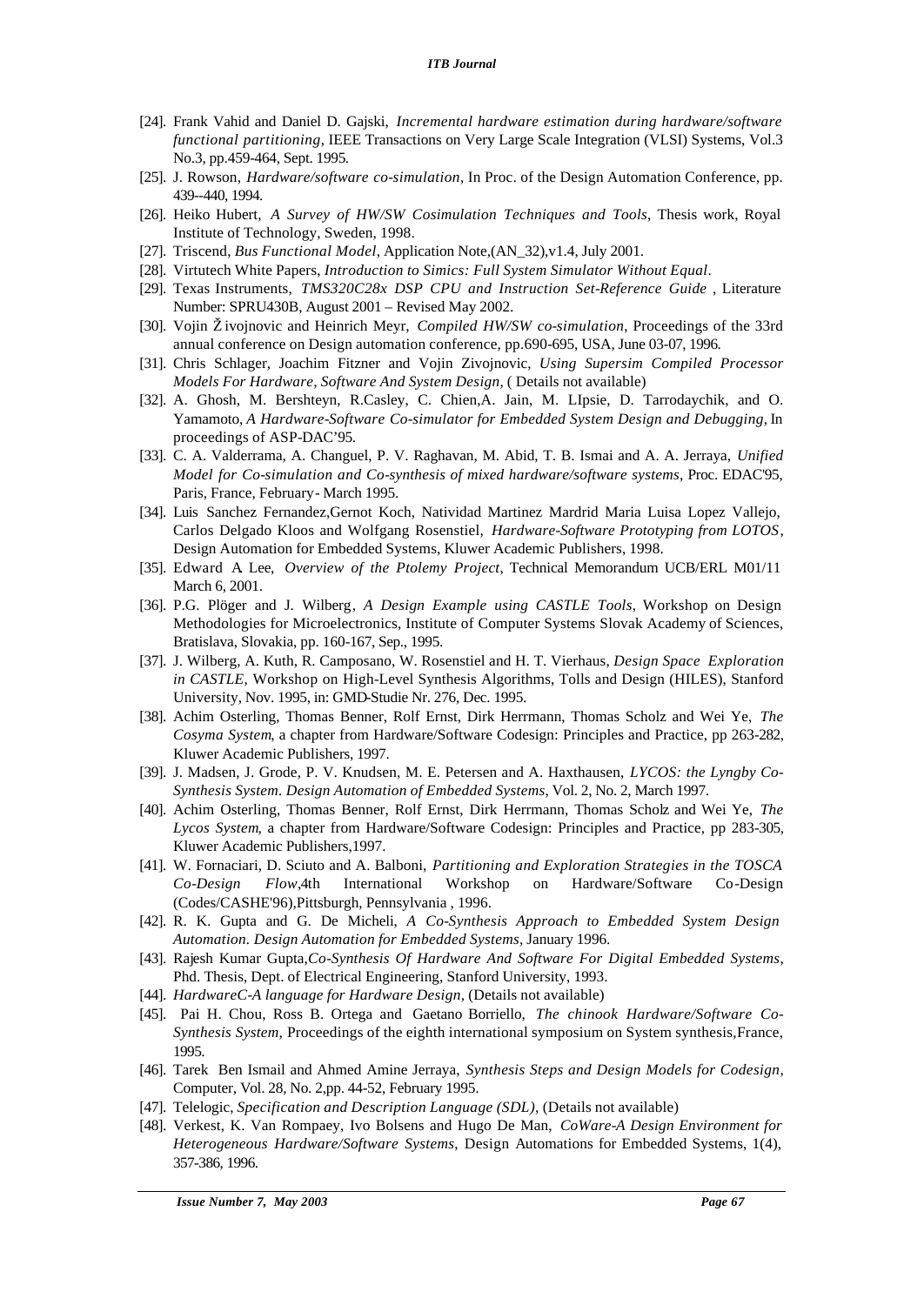[24]. Frank Vahid and Daniel D. Gajski, *Incremental hardware estimation during hardware/software functional partitioning*, IEEE Transactions on Very Large Scale Integration (VLSI) Systems, Vol.3 No.3, pp.459-464, Sept. 1995.

[25]. J. Rowson, *Hardware/software co-simulation*, In Proc. of the Design Automation Conference, pp. 439--440, 1994.

[26]. Heiko Hubert, *A Survey of HW/SW Cosimulation Techniques and Tools*, Thesis work, Royal Institute of Technology, Sweden, 1998.

[27]. Triscend, *Bus Functional Model*, Application Note,(AN_32),v1.4, July 2001.

[28]. Virtutech White Papers, *Introduction to Simics: Full System Simulator Without Equal*.

[29]. Texas Instruments, *TMS320C28x DSP CPU and Instruction Set-Reference Guide* , Literature Number: SPRU430B, August 2001 – Revised May 2002.

[30]. Vojin Živojnovic and Heinrich Meyr, *Compiled HW/SW co-simulation*, Proceedings of the 33rd annual conference on Design automation conference, pp.690-695, USA, June 03-07, 1996.

[31]. Chris Schlager, Joachim Fitzner and Vojin Zivojnovic, *Using Supersim Compiled Processor Models For Hardware, Software And System Design*, ( Details not available)

[32]. A. Ghosh, M. Bershteyn, R.Casley, C. Chien,A. Jain, M. LIpsie, D. Tarrodaychik, and O. Yamamoto, *A Hardware-Software Co-simulator for Embedded System Design and Debugging*, In proceedings of ASP-DAC'95.

[33]. C. A. Valderrama, A. Changuel, P. V. Raghavan, M. Abid, T. B. Ismai and A. A. Jerraya, *Unified Model for Co-simulation and Co-synthesis of mixed hardware/software systems*, Proc. EDAC'95, Paris, France, February- March 1995.

[34]. Luis Sanchez Fernandez,Gernot Koch, Natividad Martinez Mardrid Maria Luisa Lopez Vallejo, Carlos Delgado Kloos and Wolfgang Rosenstiel, *Hardware-Software Prototyping from LOTOS*, Design Automation for Embedded Systems, Kluwer Academic Publishers, 1998.

[35]. Edward A Lee, *Overview of the Ptolemy Project*, Technical Memorandum UCB/ERL M01/11 March 6, 2001.

[36]. P.G. Plöger and J. Wilberg, *A Design Example using CASTLE Tools*, Workshop on Design Methodologies for Microelectronics, Institute of Computer Systems Slovak Academy of Sciences, Bratislava, Slovakia, pp. 160-167, Sep., 1995.

[37]. J. Wilberg, A. Kuth, R. Camposano, W. Rosenstiel and H. T. Vierhaus, *Design Space Exploration in CASTLE*, Workshop on High-Level Synthesis Algorithms, Tolls and Design (HILES), Stanford University, Nov. 1995, in: GMD-Studie Nr. 276, Dec. 1995.

[38]. Achim Osterling, Thomas Benner, Rolf Ernst, Dirk Herrmann, Thomas Scholz and Wei Ye, *The Cosyma System*, a chapter from Hardware/Software Codesign: Principles and Practice, pp 263-282, Kluwer Academic Publishers, 1997.

[39]. J. Madsen, J. Grode, P. V. Knudsen, M. E. Petersen and A. Haxthausen, *LYCOS: the Lyngby Co-Synthesis System. Design Automation of Embedded Systems*, Vol. 2, No. 2, March 1997.

[40]. Achim Osterling, Thomas Benner, Rolf Ernst, Dirk Herrmann, Thomas Scholz and Wei Ye, *The Lycos System*, a chapter from Hardware/Software Codesign: Principles and Practice, pp 283-305, Kluwer Academic Publishers,1997.

[41]. W. Fornaciari, D. Sciuto and A. Balboni, *Partitioning and Exploration Strategies in the TOSCA Co-Design Flow*,4th International Workshop on Hardware/Software Co-Design (Codes/CASHE'96),Pittsburgh, Pennsylvania , 1996.

[42]. R. K. Gupta and G. De Micheli, *A Co-Synthesis Approach to Embedded System Design Automation. Design Automation for Embedded Systems*, January 1996.

[43]. Rajesh Kumar Gupta,*Co-Synthesis Of Hardware And Software For Digital Embedded Systems*, Phd. Thesis, Dept. of Electrical Engineering, Stanford University, 1993.

[44]. *HardwareC-A language for Hardware Design*, (Details not available)

[45]. Pai H. Chou, Ross B. Ortega and Gaetano Borriello, *The chinook Hardware/Software Co-Synthesis System*, Proceedings of the eighth international symposium on System synthesis,France, 1995.

[46]. Tarek Ben Ismail and Ahmed Amine Jerraya, *Synthesis Steps and Design Models for Codesign*, Computer, Vol. 28, No. 2,pp. 44-52, February 1995.

[47]. Telelogic, *Specification and Description Language (SDL)*, (Details not available)

[48]. Verkest, K. Van Rompaey, Ivo Bolsens and Hugo De Man, *CoWare-A Design Environment for Heterogeneous Hardware/Software Systems*, Design Automations for Embedded Systems, 1(4), 357-386, 1996.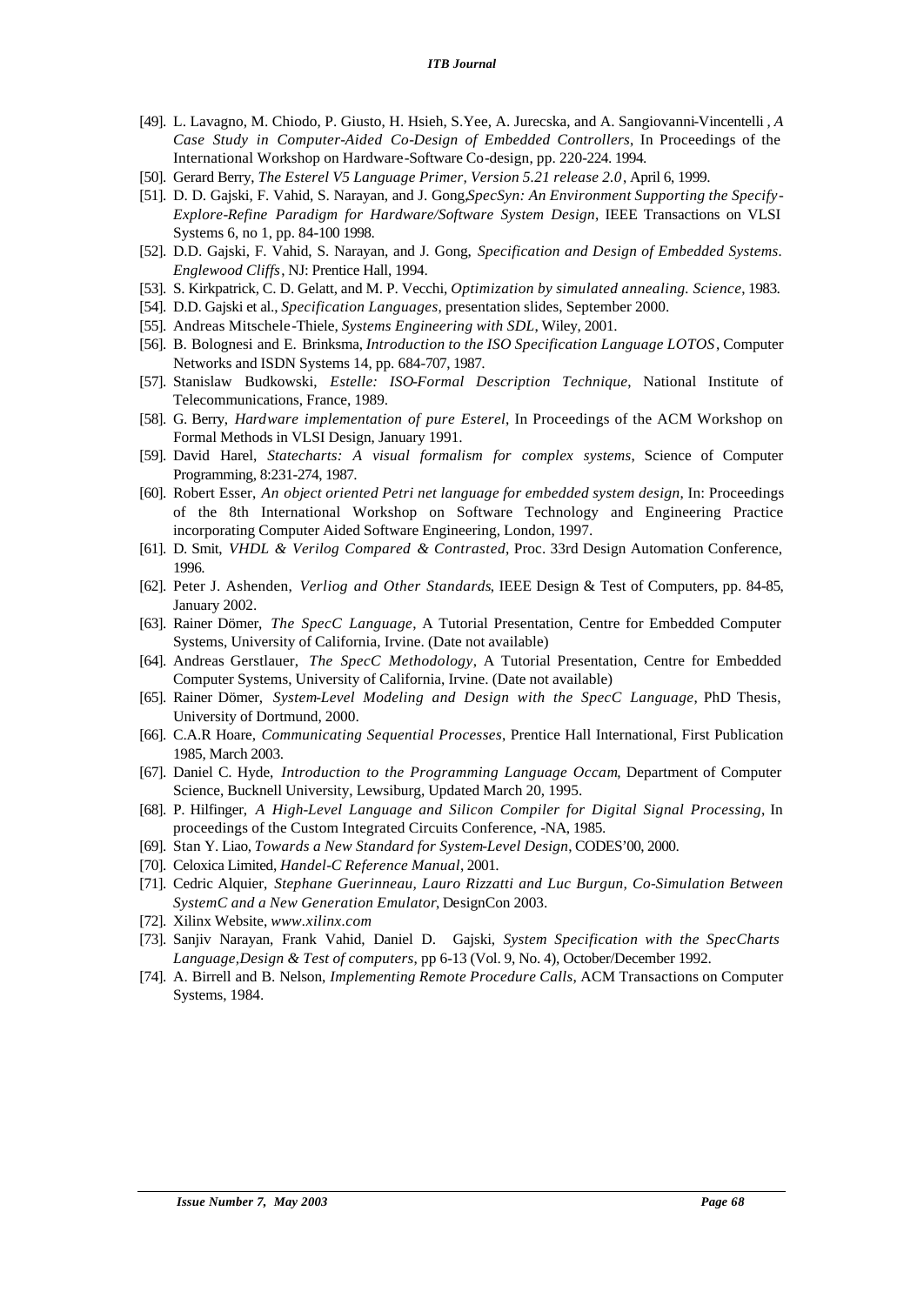[49]. L. Lavagno, M. Chiodo, P. Giusto, H. Hsieh, S.Yee, A. Jurecska, and A. Sangiovanni-Vincentelli , *A Case Study in Computer-Aided Co-Design of Embedded Controllers*, In Proceedings of the International Workshop on Hardware-Software Co-design, pp. 220-224. 1994.

[50]. Gerard Berry, *The Esterel V5 Language Primer, Version 5.21 release 2.0*, April 6, 1999.

[51]. D. D. Gajski, F. Vahid, S. Narayan, and J. Gong,*SpecSyn: An Environment Supporting the Specify-Explore-Refine Paradigm for Hardware/Software System Design*, IEEE Transactions on VLSI Systems 6, no 1, pp. 84-100 1998.

[52]. D.D. Gajski, F. Vahid, S. Narayan, and J. Gong, *Specification and Design of Embedded Systems. Englewood Cliffs*, NJ: Prentice Hall, 1994.

[53]. S. Kirkpatrick, C. D. Gelatt, and M. P. Vecchi, *Optimization by simulated annealing. Science*, 1983.

[54]. D.D. Gajski et al., *Specification Languages*, presentation slides, September 2000.

[55]. Andreas Mitschele-Thiele, *Systems Engineering with SDL*, Wiley, 2001.

[56]. B. Bolognesi and E. Brinksma, *Introduction to the ISO Specification Language LOTOS*, Computer Networks and ISDN Systems 14, pp. 684-707, 1987.

[57]. Stanislaw Budkowski, *Estelle: ISO-Formal Description Technique*, National Institute of Telecommunications, France, 1989.

[58]. G. Berry, *Hardware implementation of pure Esterel*, In Proceedings of the ACM Workshop on Formal Methods in VLSI Design, January 1991.

[59]. David Harel, *Statecharts: A visual formalism for complex systems*, Science of Computer Programming, 8:231-274, 1987.

[60]. Robert Esser, *An object oriented Petri net language for embedded system design*, In: Proceedings of the 8th International Workshop on Software Technology and Engineering Practice incorporating Computer Aided Software Engineering, London, 1997.

[61]. D. Smit, *VHDL & Verilog Compared & Contrasted*, Proc. 33rd Design Automation Conference, 1996.

[62]. Peter J. Ashenden, *Verliog and Other Standards*, IEEE Design & Test of Computers, pp. 84-85, January 2002.

[63]. Rainer Dömer, *The SpecC Language*, A Tutorial Presentation, Centre for Embedded Computer Systems, University of California, Irvine. (Date not available)

[64]. Andreas Gerstlauer, *The SpecC Methodology*, A Tutorial Presentation, Centre for Embedded Computer Systems, University of California, Irvine. (Date not available)

[65]. Rainer Dömer, *System-Level Modeling and Design with the SpecC Language*, PhD Thesis, University of Dortmund, 2000.

[66]. C.A.R Hoare, *Communicating Sequential Processes*, Prentice Hall International, First Publication 1985, March 2003.

[67]. Daniel C. Hyde, *Introduction to the Programming Language Occam*, Department of Computer Science, Bucknell University, Lewsiburg, Updated March 20, 1995.

[68]. P. Hilfinger, *A High-Level Language and Silicon Compiler for Digital Signal Processing*, In proceedings of the Custom Integrated Circuits Conference, -NA, 1985.

[69]. Stan Y. Liao, *Towards a New Standard for System-Level Design*, CODES'00, 2000.

[70]. Celoxica Limited, *Handel-C Reference Manual*, 2001.

[71]. Cedric Alquier, *Stephane Guerinneau, Lauro Rizzatti and Luc Burgun, Co-Simulation Between SystemC and a New Generation Emulator*, DesignCon 2003.

[72]. Xilinx Website, *www.xilinx.com*

[73]. Sanjiv Narayan, Frank Vahid, Daniel D. Gajski, *System Specification with the SpecCharts Language,Design & Test of computers*, pp 6-13 (Vol. 9, No. 4), October/December 1992.

[74]. A. Birrell and B. Nelson, *Implementing Remote Procedure Calls*, ACM Transactions on Computer Systems, 1984.